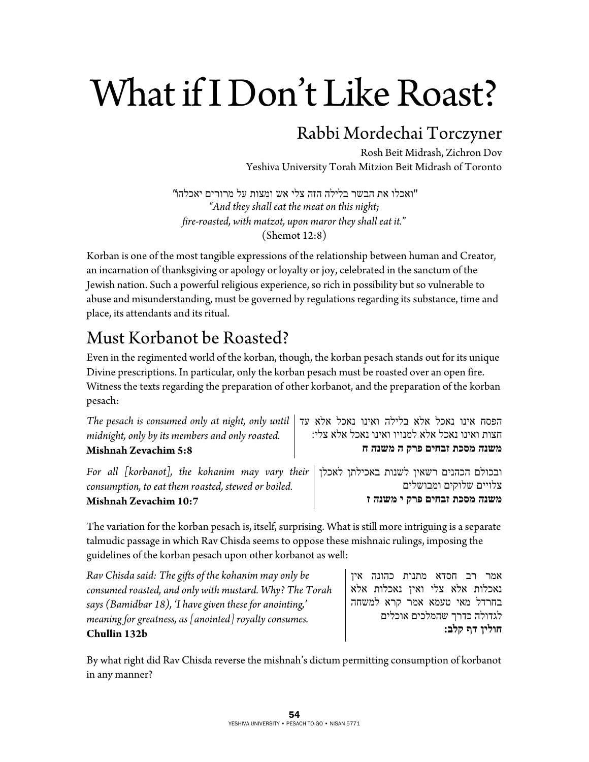# What if I Don't Like Roast?

## Rabbi Mordechai Torczyner

Rosh Beit Midrash, Zichron Dov
Yeshiva University Torah Mitzion Beit Midrash of Toronto

"ואכלו את הבשר בלילה הזה צלי אש ומצות על מרורים יאכלהו"
*"And they shall eat the meat on this night;*
*fire-roasted, with matzot, upon maror they shall eat it."*
(Shemot 12:8)

Korban is one of the most tangible expressions of the relationship between human and Creator, an incarnation of thanksgiving or apology or loyalty or joy, celebrated in the sanctum of the Jewish nation. Such a powerful religious experience, so rich in possibility but so vulnerable to abuse and misunderstanding, must be governed by regulations regarding its substance, time and place, its attendants and its ritual.

## Must Korbanot be Roasted?

Even in the regimented world of the korban, though, the korban pesach stands out for its unique Divine prescriptions. In particular, only the korban pesach must be roasted over an open fire. Witness the texts regarding the preparation of other korbanot, and the preparation of the korban pesach:

*The pesach is consumed only at night, only until midnight, only by its members and only roasted.*
**Mishnah Zevachim 5:8**

הפסח אינו נאכל אלא בלילה ואינו נאכל אלא עד חצות ואינו נאכל אלא למנויו ואינו נאכל אלא צלי:
**משנה מסכת זבחים פרק ה משנה ח**

*For all [korbanot], the kohanim may vary their consumption, to eat them roasted, stewed or boiled.*
**Mishnah Zevachim 10:7**

ובכולם הכהנים רשאין לשנות באכילתן לאכלן צלויים שלוקים ומבושלים
**משנה מסכת זבחים פרק י משנה ז**

The variation for the korban pesach is, itself, surprising. What is still more intriguing is a separate talmudic passage in which Rav Chisda seems to oppose these mishnaic rulings, imposing the guidelines of the korban pesach upon other korbanot as well:

*Rav Chisda said: The gifts of the kohanim may only be consumed roasted, and only with mustard. Why? The Torah says (Bamidbar 18), 'I have given these for anointing,' meaning for greatness, as [anointed] royalty consumes.*
**Chullin 132b**

אמר רב חסדא מתנות כהונה אין נאכלות אלא צלי ואין נאכלות אלא בחרדל מאי טעמא אמר קרא למשחה לגדולה כדרך שהמלכים אוכלים
**חולין דף קלב:**

By what right did Rav Chisda reverse the mishnah's dictum permitting consumption of korbanot in any manner?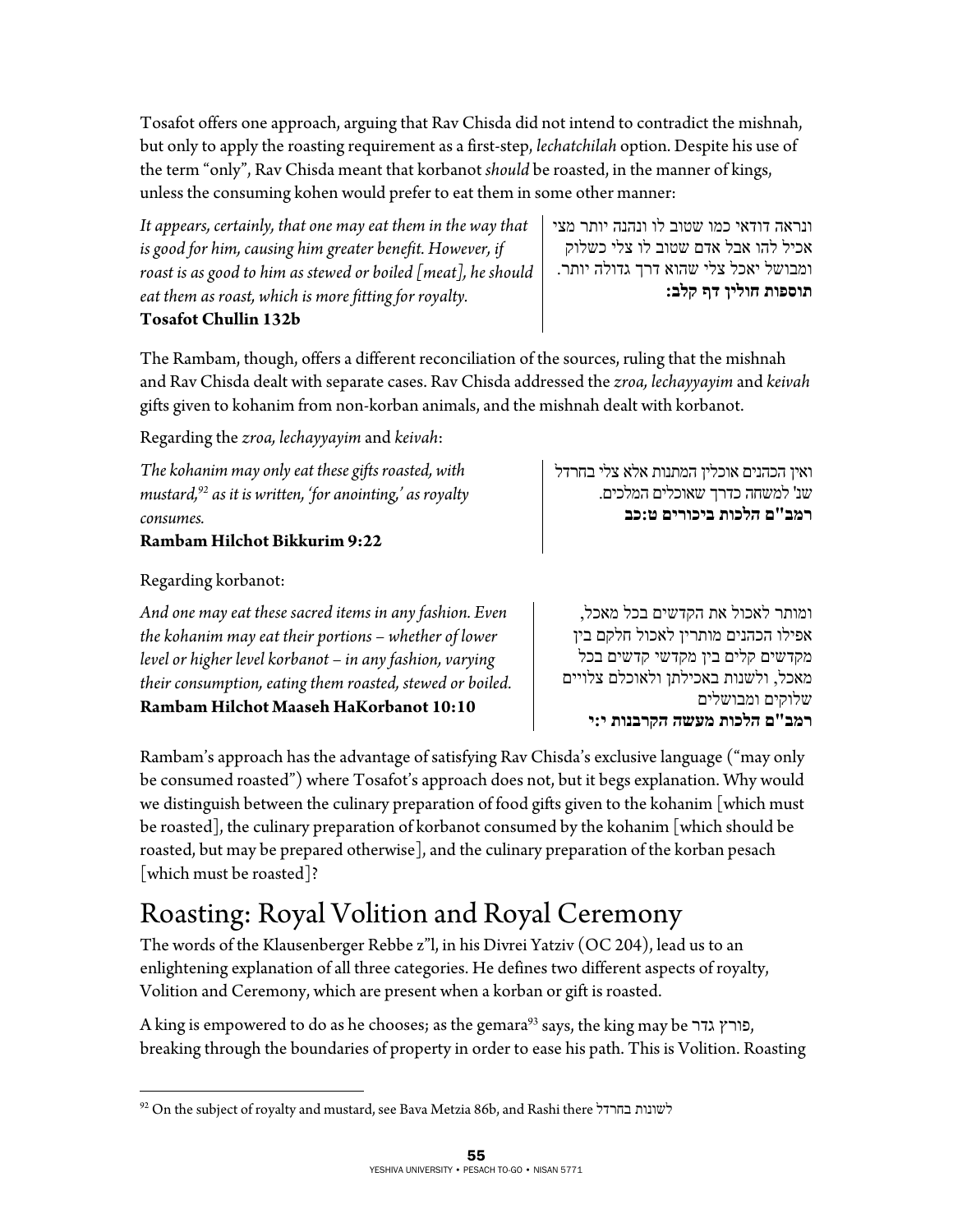Tosafot offers one approach, arguing that Rav Chisda did not intend to contradict the mishnah, but only to apply the roasting requirement as a first-step, *lechatchilah* option. Despite his use of the term "only", Rav Chisda meant that korbanot *should* be roasted, in the manner of kings, unless the consuming kohen would prefer to eat them in some other manner:

*It appears, certainly, that one may eat them in the way that is good for him, causing him greater benefit. However, if roast is as good to him as stewed or boiled [meat], he should eat them as roast, which is more fitting for royalty.*
**Tosafot Chullin 132b**

ונראה דודאי כמו שטוב לו ונהנה יותר מצי אכיל להו אבל אדם שטוב לו צלי כשלוק ומבושל יאכל צלי שהוא דרך גדולה יותר.
**תוספות חולין דף קלב:**

The Rambam, though, offers a different reconciliation of the sources, ruling that the mishnah and Rav Chisda dealt with separate cases. Rav Chisda addressed the *zroa, lechayyayim* and *keivah* gifts given to kohanim from non-korban animals, and the mishnah dealt with korbanot.

Regarding the *zroa, lechayyayim* and *keivah*:

*The kohanim may only eat these gifts roasted, with mustard,*[92] *as it is written, 'for anointing,' as royalty consumes.*
**Rambam Hilchot Bikkurim 9:22**

ואין הכהנים אוכלין המתנות אלא צלי בחרדל שנ' למשחה כדרך שאוכלים המלכים.
**רמב"ם הלכות ביכורים ט:כב**

Regarding korbanot:

*And one may eat these sacred items in any fashion. Even the kohanim may eat their portions – whether of lower level or higher level korbanot – in any fashion, varying their consumption, eating them roasted, stewed or boiled.*
**Rambam Hilchot Maaseh HaKorbanot 10:10**

ומותר לאכול את הקדשים בכל מאכל, אפילו הכהנים מותרין לאכול חלקם בין מקדשים קלים בין מקדשי קדשים בכל מאכל, ולשנות באכילתן ולאוכלם צלויים שלוקים ומבושלים
**רמב"ם הלכות מעשה הקרבנות י:י**

Rambam's approach has the advantage of satisfying Rav Chisda's exclusive language ("may only be consumed roasted") where Tosafot's approach does not, but it begs explanation. Why would we distinguish between the culinary preparation of food gifts given to the kohanim [which must be roasted], the culinary preparation of korbanot consumed by the kohanim [which should be roasted, but may be prepared otherwise], and the culinary preparation of the korban pesach [which must be roasted]?

## Roasting: Royal Volition and Royal Ceremony

The words of the Klausenberger Rebbe z"l, in his Divrei Yatziv (OC 204), lead us to an enlightening explanation of all three categories. He defines two different aspects of royalty, Volition and Ceremony, which are present when a korban or gift is roasted.

A king is empowered to do as he chooses; as the gemara[93] says, the king may be פורץ גדר, breaking through the boundaries of property in order to ease his path. This is Volition. Roasting

---

[92] On the subject of royalty and mustard, see Bava Metzia 86b, and Rashi there לשונות בחרדל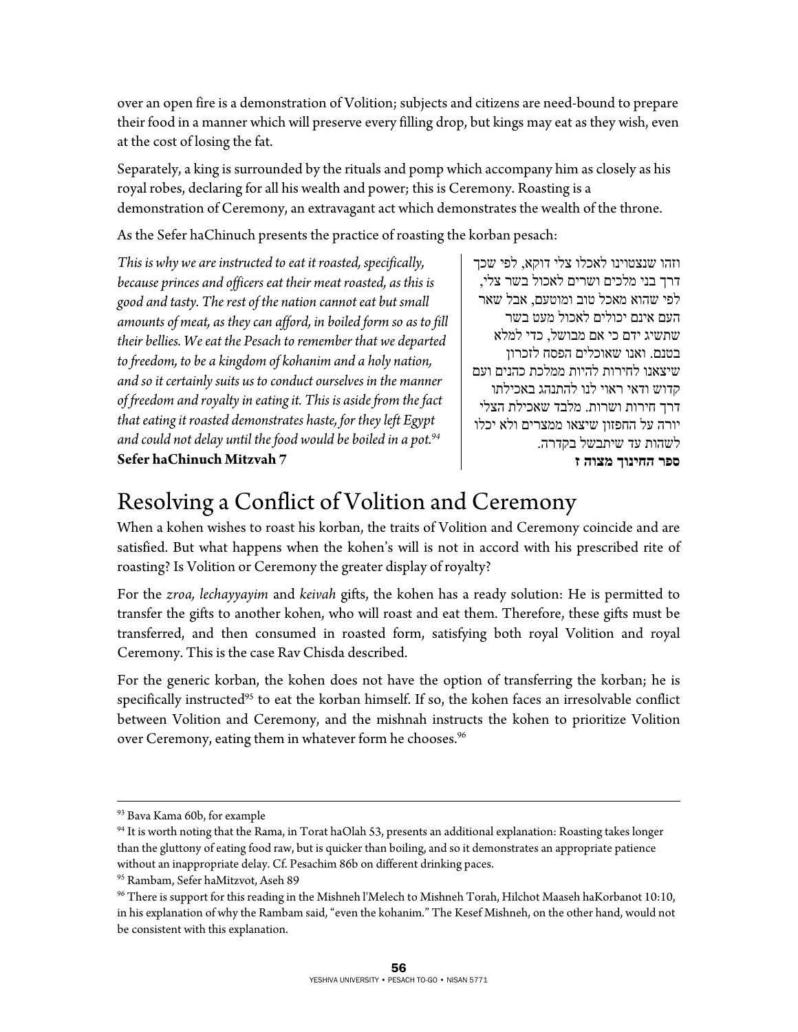over an open fire is a demonstration of Volition; subjects and citizens are need-bound to prepare their food in a manner which will preserve every filling drop, but kings may eat as they wish, even at the cost of losing the fat.

Separately, a king is surrounded by the rituals and pomp which accompany him as closely as his royal robes, declaring for all his wealth and power; this is Ceremony. Roasting is a demonstration of Ceremony, an extravagant act which demonstrates the wealth of the throne.

As the Sefer haChinuch presents the practice of roasting the korban pesach:

*This is why we are instructed to eat it roasted, specifically, because princes and officers eat their meat roasted, as this is good and tasty. The rest of the nation cannot eat but small amounts of meat, as they can afford, in boiled form so as to fill their bellies. We eat the Pesach to remember that we departed to freedom, to be a kingdom of kohanim and a holy nation, and so it certainly suits us to conduct ourselves in the manner of freedom and royalty in eating it. This is aside from the fact that eating it roasted demonstrates haste, for they left Egypt and could not delay until the food would be boiled in a pot.*[94]
**Sefer haChinuch Mitzvah 7**

וזהו שנצטוינו לאכלו צלי דוקא, לפי שכך דרך בני מלכים ושרים לאכול בשר צלי, לפי שהוא מאכל טוב ומוטעם, אבל שאר העם אינם יכולים לאכול מעט בשר שתשיג ידם כי אם מבושל, כדי למלא בטנם. ואנו שאוכלים הפסח לזכרון שיצאנו לחירות להיות ממלכת כהנים ועם קדוש ודאי ראוי לנו להתנהג באכילתו דרך חירות ושרות. מלבד שאכילת הצלי יורה על החפזון שיצאו ממצרים ולא יכלו לשהות עד שיתבשל בקדרה.
**ספר החינוך מצוה ז**

# Resolving a Conflict of Volition and Ceremony

When a kohen wishes to roast his korban, the traits of Volition and Ceremony coincide and are satisfied. But what happens when the kohen's will is not in accord with his prescribed rite of roasting? Is Volition or Ceremony the greater display of royalty?

For the *zroa, lechayyayim* and *keivah* gifts, the kohen has a ready solution: He is permitted to transfer the gifts to another kohen, who will roast and eat them. Therefore, these gifts must be transferred, and then consumed in roasted form, satisfying both royal Volition and royal Ceremony. This is the case Rav Chisda described.

For the generic korban, the kohen does not have the option of transferring the korban; he is specifically instructed[95] to eat the korban himself. If so, the kohen faces an irresolvable conflict between Volition and Ceremony, and the mishnah instructs the kohen to prioritize Volition over Ceremony, eating them in whatever form he chooses.[96]

---

[93] Bava Kama 60b, for example

[94] It is worth noting that the Rama, in Torat haOlah 53, presents an additional explanation: Roasting takes longer than the gluttony of eating food raw, but is quicker than boiling, and so it demonstrates an appropriate patience without an inappropriate delay. Cf. Pesachim 86b on different drinking paces.

[95] Rambam, Sefer haMitzvot, Aseh 89

[96] There is support for this reading in the Mishneh l'Melech to Mishneh Torah, Hilchot Maaseh haKorbanot 10:10, in his explanation of why the Rambam said, "even the kohanim." The Kesef Mishneh, on the other hand, would not be consistent with this explanation.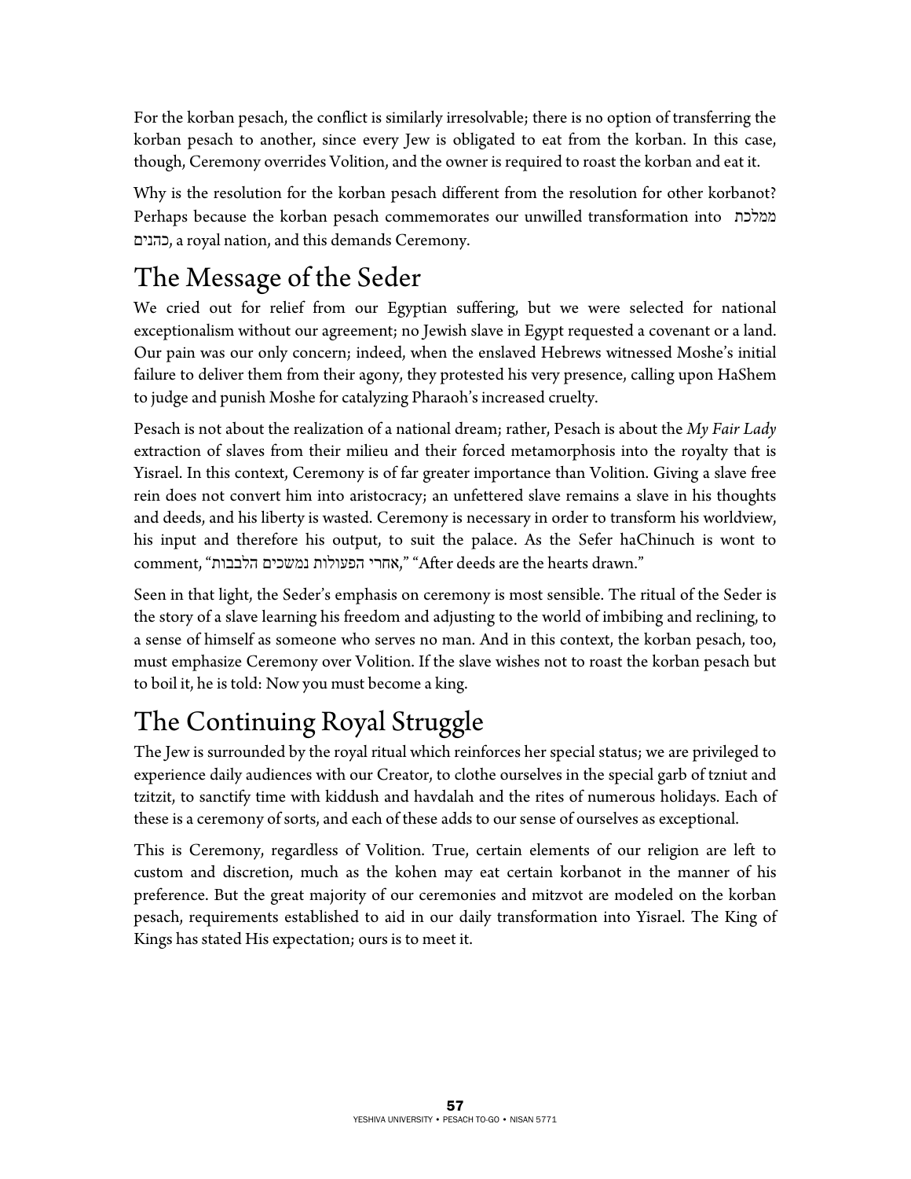For the korban pesach, the conflict is similarly irresolvable; there is no option of transferring the korban pesach to another, since every Jew is obligated to eat from the korban. In this case, though, Ceremony overrides Volition, and the owner is required to roast the korban and eat it.

Why is the resolution for the korban pesach different from the resolution for other korbanot? Perhaps because the korban pesach commemorates our unwilled transformation into ממלכת כהנים, a royal nation, and this demands Ceremony.

## The Message of the Seder

We cried out for relief from our Egyptian suffering, but we were selected for national exceptionalism without our agreement; no Jewish slave in Egypt requested a covenant or a land. Our pain was our only concern; indeed, when the enslaved Hebrews witnessed Moshe's initial failure to deliver them from their agony, they protested his very presence, calling upon HaShem to judge and punish Moshe for catalyzing Pharaoh's increased cruelty.

Pesach is not about the realization of a national dream; rather, Pesach is about the *My Fair Lady* extraction of slaves from their milieu and their forced metamorphosis into the royalty that is Yisrael. In this context, Ceremony is of far greater importance than Volition. Giving a slave free rein does not convert him into aristocracy; an unfettered slave remains a slave in his thoughts and deeds, and his liberty is wasted. Ceremony is necessary in order to transform his worldview, his input and therefore his output, to suit the palace. As the Sefer haChinuch is wont to comment, "אחרי הפעולות נמשכים הלבבות," "After deeds are the hearts drawn."

Seen in that light, the Seder's emphasis on ceremony is most sensible. The ritual of the Seder is the story of a slave learning his freedom and adjusting to the world of imbibing and reclining, to a sense of himself as someone who serves no man. And in this context, the korban pesach, too, must emphasize Ceremony over Volition. If the slave wishes not to roast the korban pesach but to boil it, he is told: Now you must become a king.

## The Continuing Royal Struggle

The Jew is surrounded by the royal ritual which reinforces her special status; we are privileged to experience daily audiences with our Creator, to clothe ourselves in the special garb of tzniut and tzitzit, to sanctify time with kiddush and havdalah and the rites of numerous holidays. Each of these is a ceremony of sorts, and each of these adds to our sense of ourselves as exceptional.

This is Ceremony, regardless of Volition. True, certain elements of our religion are left to custom and discretion, much as the kohen may eat certain korbanot in the manner of his preference. But the great majority of our ceremonies and mitzvot are modeled on the korban pesach, requirements established to aid in our daily transformation into Yisrael. The King of Kings has stated His expectation; ours is to meet it.